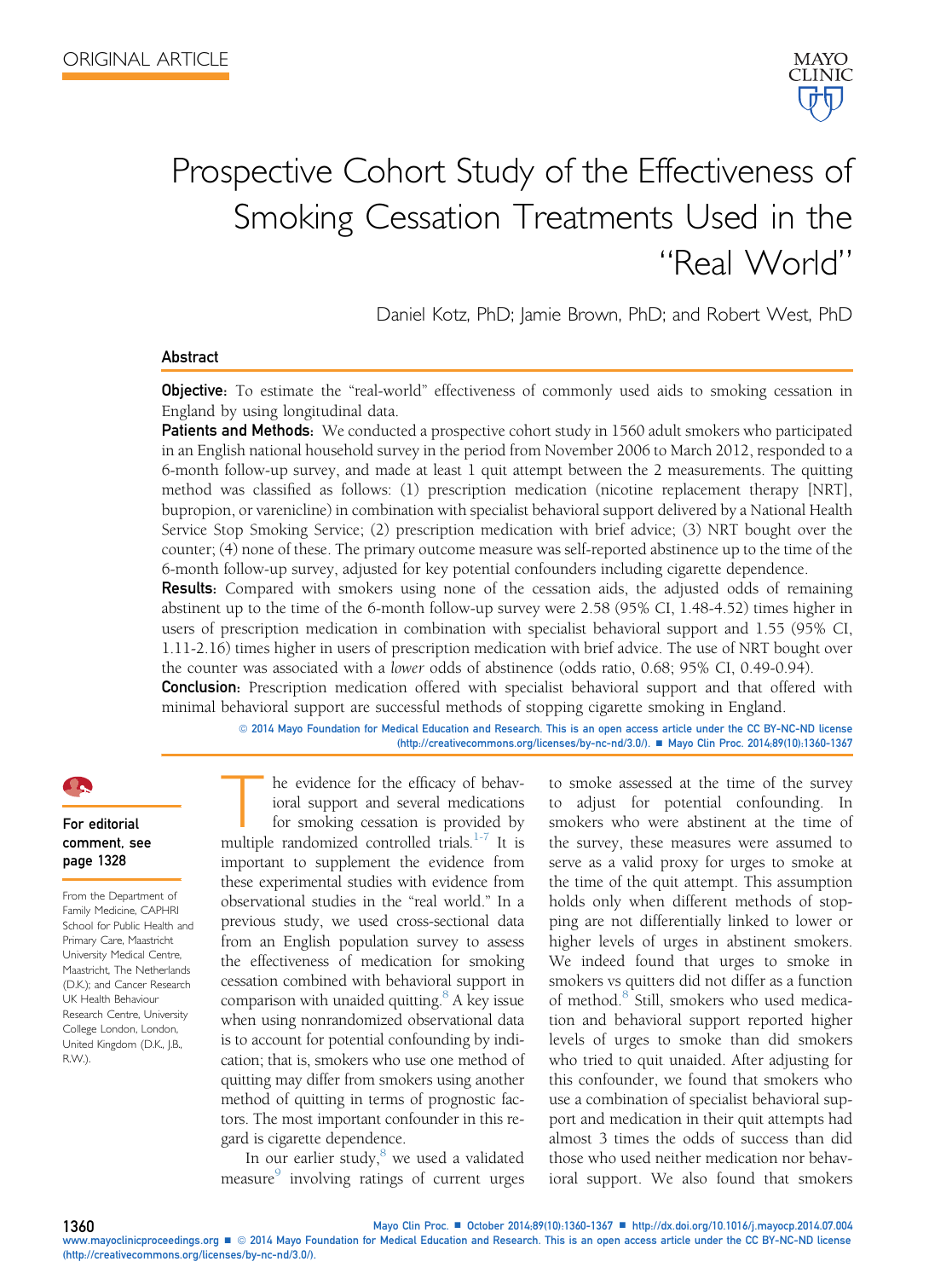ORIGINAL ARTICLE

# Prospective Cohort Study of the Effectiveness of Smoking Cessation Treatments Used in the "Real World"

Daniel Kotz, PhD; Jamie Brown, PhD; and Robert West, PhD

## Abstract

**Objective:** To estimate the "real-world" effectiveness of commonly used aids to smoking cessation in England by using longitudinal data.

**Patients and Methods:** We conducted a prospective cohort study in 1560 adult smokers who participated in an English national household survey in the period from November 2006 to March 2012, responded to a 6-month follow-up survey, and made at least 1 quit attempt between the 2 measurements. The quitting method was classified as follows: (1) prescription medication (nicotine replacement therapy [NRT], bupropion, or varenicline) in combination with specialist behavioral support delivered by a National Health Service Stop Smoking Service; (2) prescription medication with brief advice; (3) NRT bought over the counter; (4) none of these. The primary outcome measure was self-reported abstinence up to the time of the 6-month follow-up survey, adjusted for key potential confounders including cigarette dependence.

**Results:** Compared with smokers using none of the cessation aids, the adjusted odds of remaining abstinent up to the time of the 6-month follow-up survey were 2.58 (95% CI, 1.48-4.52) times higher in users of prescription medication in combination with specialist behavioral support and 1.55 (95% CI, 1.11-2.16) times higher in users of prescription medication with brief advice. The use of NRT bought over the counter was associated with a *lower* odds of abstinence (odds ratio, 0.68; 95% CI, 0.49-0.94).

**Conclusion:** Prescription medication offered with specialist behavioral support and that offered with minimal behavioral support are successful methods of stopping cigarette smoking in England.

© 2014 Mayo Foundation for Medical Education and Research. This is an open access article under the CC BY-NC-ND license (http://creativecommons.org/licenses/by-nc-nd/3.0/). ■ Mayo Clin Proc. 2014;89(10):1360-1367

**For editorial comment, see page 1328**

From the Department of Family Medicine, CAPHRI School for Public Health and Primary Care, Maastricht University Medical Centre, Maastricht, The Netherlands (D.K.); and Cancer Research UK Health Behaviour Research Centre, University College London, London, United Kingdom (D.K., J.B., R.W.).

The evidence for the efficacy of behavioral support and several medications for smoking cessation is provided by multiple randomized controlled trials.[1-7] It is important to supplement the evidence from these experimental studies with evidence from observational studies in the "real world." In a previous study, we used cross-sectional data from an English population survey to assess the effectiveness of medication for smoking cessation combined with behavioral support in comparison with unaided quitting.[8] A key issue when using nonrandomized observational data is to account for potential confounding by indication; that is, smokers who use one method of quitting may differ from smokers using another method of quitting in terms of prognostic factors. The most important confounder in this regard is cigarette dependence.

In our earlier study,[8] we used a validated measure[9] involving ratings of current urges to smoke assessed at the time of the survey to adjust for potential confounding. In smokers who were abstinent at the time of the survey, these measures were assumed to serve as a valid proxy for urges to smoke at the time of the quit attempt. This assumption holds only when different methods of stopping are not differentially linked to lower or higher levels of urges in abstinent smokers. We indeed found that urges to smoke in smokers vs quitters did not differ as a function of method.[8] Still, smokers who used medication and behavioral support reported higher levels of urges to smoke than did smokers who tried to quit unaided. After adjusting for this confounder, we found that smokers who use a combination of specialist behavioral support and medication in their quit attempts had almost 3 times the odds of success than did those who used neither medication nor behavioral support. We also found that smokers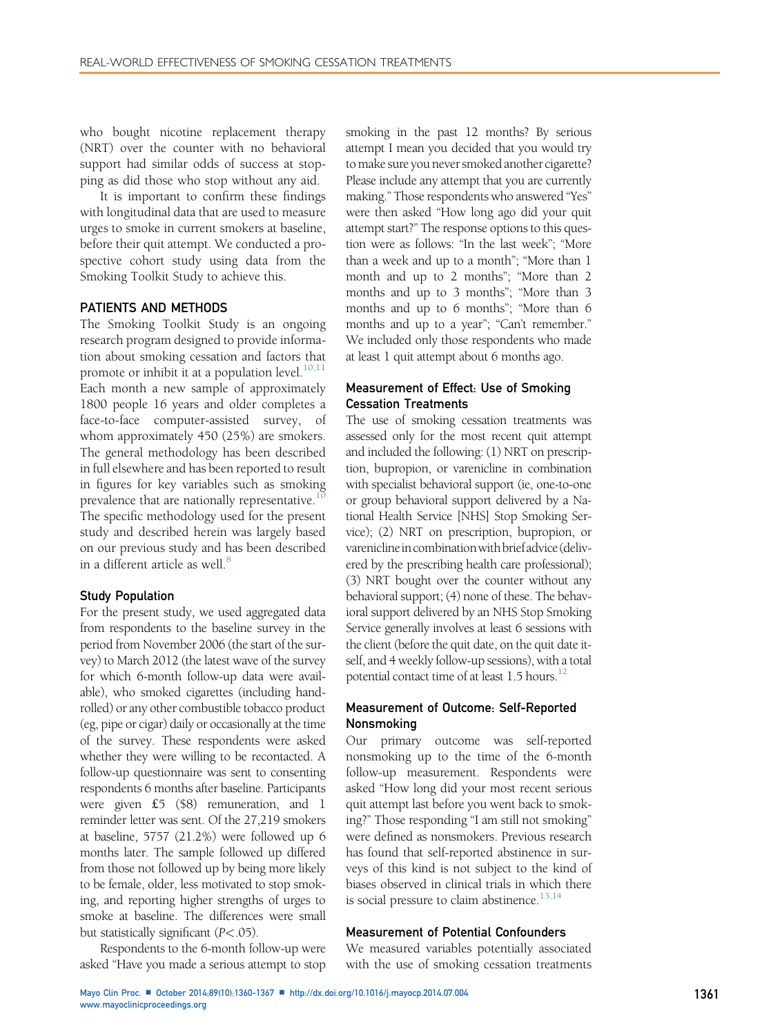who bought nicotine replacement therapy (NRT) over the counter with no behavioral support had similar odds of success at stopping as did those who stop without any aid.

It is important to confirm these findings with longitudinal data that are used to measure urges to smoke in current smokers at baseline, before their quit attempt. We conducted a prospective cohort study using data from the Smoking Toolkit Study to achieve this.

## PATIENTS AND METHODS

The Smoking Toolkit Study is an ongoing research program designed to provide information about smoking cessation and factors that promote or inhibit it at a population level.[10,11] Each month a new sample of approximately 1800 people 16 years and older completes a face-to-face computer-assisted survey, of whom approximately 450 (25%) are smokers. The general methodology has been described in full elsewhere and has been reported to result in figures for key variables such as smoking prevalence that are nationally representative.[10] The specific methodology used for the present study and described herein was largely based on our previous study and has been described in a different article as well.[8]

### Study Population

For the present study, we used aggregated data from respondents to the baseline survey in the period from November 2006 (the start of the survey) to March 2012 (the latest wave of the survey for which 6-month follow-up data were available), who smoked cigarettes (including hand-rolled) or any other combustible tobacco product (eg, pipe or cigar) daily or occasionally at the time of the survey. These respondents were asked whether they were willing to be recontacted. A follow-up questionnaire was sent to consenting respondents 6 months after baseline. Participants were given £5 ($8) remuneration, and 1 reminder letter was sent. Of the 27,219 smokers at baseline, 5757 (21.2%) were followed up 6 months later. The sample followed up differed from those not followed up by being more likely to be female, older, less motivated to stop smoking, and reporting higher strengths of urges to smoke at baseline. The differences were small but statistically significant ($P<.05$).

Respondents to the 6-month follow-up were asked "Have you made a serious attempt to stop smoking in the past 12 months? By serious attempt I mean you decided that you would try to make sure you never smoked another cigarette? Please include any attempt that you are currently making." Those respondents who answered "Yes" were then asked "How long ago did your quit attempt start?" The response options to this question were as follows: "In the last week"; "More than a week and up to a month"; "More than 1 month and up to 2 months"; "More than 2 months and up to 3 months"; "More than 3 months and up to 6 months"; "More than 6 months and up to a year"; "Can't remember." We included only those respondents who made at least 1 quit attempt about 6 months ago.

### Measurement of Effect: Use of Smoking Cessation Treatments

The use of smoking cessation treatments was assessed only for the most recent quit attempt and included the following: (1) NRT on prescription, bupropion, or varenicline in combination with specialist behavioral support (ie, one-to-one or group behavioral support delivered by a National Health Service [NHS] Stop Smoking Service); (2) NRT on prescription, bupropion, or varenicline in combination with brief advice (delivered by the prescribing health care professional); (3) NRT bought over the counter without any behavioral support; (4) none of these. The behavioral support delivered by an NHS Stop Smoking Service generally involves at least 6 sessions with the client (before the quit date, on the quit date itself, and 4 weekly follow-up sessions), with a total potential contact time of at least 1.5 hours.[12]

### Measurement of Outcome: Self-Reported Nonsmoking

Our primary outcome was self-reported nonsmoking up to the time of the 6-month follow-up measurement. Respondents were asked "How long did your most recent serious quit attempt last before you went back to smoking?" Those responding "I am still not smoking" were defined as nonsmokers. Previous research has found that self-reported abstinence in surveys of this kind is not subject to the kind of biases observed in clinical trials in which there is social pressure to claim abstinence.[13,14]

### Measurement of Potential Confounders

We measured variables potentially associated with the use of smoking cessation treatments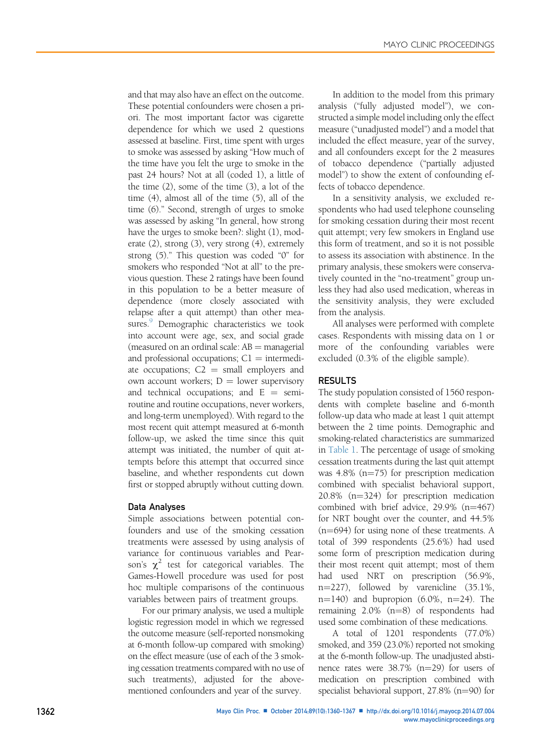and that may also have an effect on the outcome. These potential confounders were chosen a priori. The most important factor was cigarette dependence for which we used 2 questions assessed at baseline. First, time spent with urges to smoke was assessed by asking "How much of the time have you felt the urge to smoke in the past 24 hours? Not at all (coded 1), a little of the time (2), some of the time (3), a lot of the time (4), almost all of the time (5), all of the time (6)." Second, strength of urges to smoke was assessed by asking "In general, how strong have the urges to smoke been?: slight (1), moderate (2), strong (3), very strong (4), extremely strong (5)." This question was coded "0" for smokers who responded "Not at all" to the previous question. These 2 ratings have been found in this population to be a better measure of dependence (more closely associated with relapse after a quit attempt) than other measures.[9] Demographic characteristics we took into account were age, sex, and social grade (measured on an ordinal scale: AB = managerial and professional occupations; C1 = intermediate occupations; C2 = small employers and own account workers; D = lower supervisory and technical occupations; and E = semi-routine and routine occupations, never workers, and long-term unemployed). With regard to the most recent quit attempt measured at 6-month follow-up, we asked the time since this quit attempt was initiated, the number of quit attempts before this attempt that occurred since baseline, and whether respondents cut down first or stopped abruptly without cutting down.

### Data Analyses

Simple associations between potential confounders and use of the smoking cessation treatments were assessed by using analysis of variance for continuous variables and Pearson's $\chi^2$ test for categorical variables. The Games-Howell procedure was used for post hoc multiple comparisons of the continuous variables between pairs of treatment groups.

For our primary analysis, we used a multiple logistic regression model in which we regressed the outcome measure (self-reported nonsmoking at 6-month follow-up compared with smoking) on the effect measure (use of each of the 3 smoking cessation treatments compared with no use of such treatments), adjusted for the above-mentioned confounders and year of the survey.

In addition to the model from this primary analysis ("fully adjusted model"), we constructed a simple model including only the effect measure ("unadjusted model") and a model that included the effect measure, year of the survey, and all confounders except for the 2 measures of tobacco dependence ("partially adjusted model") to show the extent of confounding effects of tobacco dependence.

In a sensitivity analysis, we excluded respondents who had used telephone counseling for smoking cessation during their most recent quit attempt; very few smokers in England use this form of treatment, and so it is not possible to assess its association with abstinence. In the primary analysis, these smokers were conservatively counted in the "no-treatment" group unless they had also used medication, whereas in the sensitivity analysis, they were excluded from the analysis.

All analyses were performed with complete cases. Respondents with missing data on 1 or more of the confounding variables were excluded (0.3% of the eligible sample).

## RESULTS

The study population consisted of 1560 respondents with complete baseline and 6-month follow-up data who made at least 1 quit attempt between the 2 time points. Demographic and smoking-related characteristics are summarized in Table 1. The percentage of usage of smoking cessation treatments during the last quit attempt was 4.8% (n=75) for prescription medication combined with specialist behavioral support, 20.8% (n=324) for prescription medication combined with brief advice, 29.9% (n=467) for NRT bought over the counter, and 44.5% (n=694) for using none of these treatments. A total of 399 respondents (25.6%) had used some form of prescription medication during their most recent quit attempt; most of them had used NRT on prescription (56.9%, n=227), followed by varenicline (35.1%, n=140) and bupropion (6.0%, n=24). The remaining 2.0% (n=8) of respondents had used some combination of these medications.

A total of 1201 respondents (77.0%) smoked, and 359 (23.0%) reported not smoking at the 6-month follow-up. The unadjusted abstinence rates were 38.7% (n=29) for users of medication on prescription combined with specialist behavioral support, 27.8% (n=90) for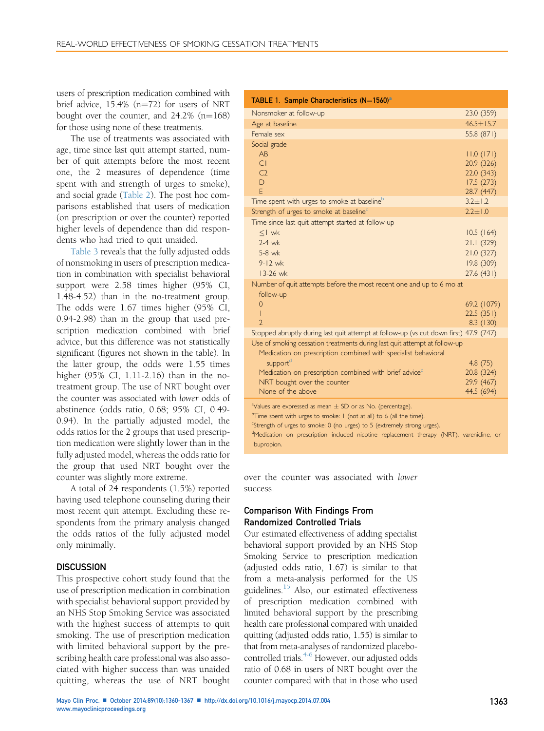users of prescription medication combined with brief advice, 15.4% (n=72) for users of NRT bought over the counter, and 24.2% (n=168) for those using none of these treatments.

The use of treatments was associated with age, time since last quit attempt started, number of quit attempts before the most recent one, the 2 measures of dependence (time spent with and strength of urges to smoke), and social grade (Table 2). The post hoc comparisons established that users of medication (on prescription or over the counter) reported higher levels of dependence than did respondents who had tried to quit unaided.

Table 3 reveals that the fully adjusted odds of nonsmoking in users of prescription medication in combination with specialist behavioral support were 2.58 times higher (95% CI, 1.48-4.52) than in the no-treatment group. The odds were 1.67 times higher (95% CI, 0.94-2.98) than in the group that used prescription medication combined with brief advice, but this difference was not statistically significant (figures not shown in the table). In the latter group, the odds were 1.55 times higher (95% CI, 1.11-2.16) than in the no-treatment group. The use of NRT bought over the counter was associated with *lower* odds of abstinence (odds ratio, 0.68; 95% CI, 0.49-0.94). In the partially adjusted model, the odds ratios for the 2 groups that used prescription medication were slightly lower than in the fully adjusted model, whereas the odds ratio for the group that used NRT bought over the counter was slightly more extreme.

A total of 24 respondents (1.5%) reported having used telephone counseling during their most recent quit attempt. Excluding these respondents from the primary analysis changed the odds ratios of the fully adjusted model only minimally.

| TABLE 1. Sample Characteristics (N=1560)[a] | |
|---|---|
| Nonsmoker at follow-up | 23.0 (359) |
| Age at baseline | 46.5±15.7 |
| Female sex | 55.8 (871) |
| Social grade | |
| AB | 11.0 (171) |
| C1 | 20.9 (326) |
| C2 | 22.0 (343) |
| D | 17.5 (273) |
| E | 28.7 (447) |
| Time spent with urges to smoke at baseline[b] | 3.2±1.2 |
| Strength of urges to smoke at baseline[c] | 2.2±1.0 |
| Time since last quit attempt started at follow-up | |
| ≤1 wk | 10.5 (164) |
| 2-4 wk | 21.1 (329) |
| 5-8 wk | 21.0 (327) |
| 9-12 wk | 19.8 (309) |
| 13-26 wk | 27.6 (431) |
| Number of quit attempts before the most recent one and up to 6 mo at follow-up | |
| 0 | 69.2 (1079) |
| 1 | 22.5 (351) |
| 2 | 8.3 (130) |
| Stopped abruptly during last quit attempt at follow-up (vs cut down first) | 47.9 (747) |
| Use of smoking cessation treatments during last quit attempt at follow-up | |
| Medication on prescription combined with specialist behavioral support[d] | 4.8 (75) |
| Medication on prescription combined with brief advice[d] | 20.8 (324) |
| NRT bought over the counter | 29.9 (467) |
| None of the above | 44.5 (694) |

[a]Values are expressed as mean ± SD or as No. (percentage).
[b]Time spent with urges to smoke: 1 (not at all) to 6 (all the time).
[c]Strength of urges to smoke: 0 (no urges) to 5 (extremely strong urges).
[d]Medication on prescription included nicotine replacement therapy (NRT), varenicline, or bupropion.

## DISCUSSION

This prospective cohort study found that the use of prescription medication in combination with specialist behavioral support provided by an NHS Stop Smoking Service was associated with the highest success of attempts to quit smoking. The use of prescription medication with limited behavioral support by the prescribing health care professional was also associated with higher success than was unaided quitting, whereas the use of NRT bought over the counter was associated with *lower* success.

### Comparison With Findings From Randomized Controlled Trials

Our estimated effectiveness of adding specialist behavioral support provided by an NHS Stop Smoking Service to prescription medication (adjusted odds ratio, 1.67) is similar to that from a meta-analysis performed for the US guidelines.[15] Also, our estimated effectiveness of prescription medication combined with limited behavioral support by the prescribing health care professional compared with unaided quitting (adjusted odds ratio, 1.55) is similar to that from meta-analyses of randomized placebo-controlled trials.[4-6] However, our adjusted odds ratio of 0.68 in users of NRT bought over the counter compared with that in those who used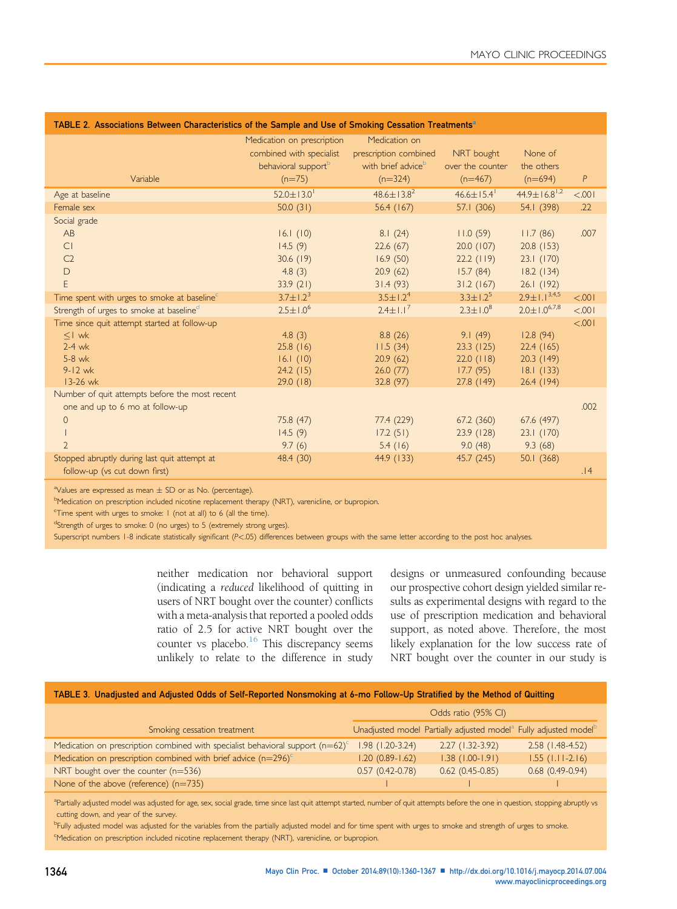**TABLE 2. Associations Between Characteristics of the Sample and Use of Smoking Cessation Treatments[a]**

| Variable | Medication on prescription combined with specialist behavioral support[b] (n=75) | Medication on prescription combined with brief advice[b] (n=324) | NRT bought over the counter (n=467) | None of the others (n=694) | P |
|---|---|---|---|---|---|
| Age at baseline | 52.0±13.0[1] | 48.6±13.8[2] | 46.6±15.4[1] | 44.9±16.8[1,2] | <.001 |
| Female sex | 50.0 (31) | 56.4 (167) | 57.1 (306) | 54.1 (398) | .22 |
| Social grade | | | | | |
| AB | 16.1 (10) | 8.1 (24) | 11.0 (59) | 11.7 (86) | .007 |
| C1 | 14.5 (9) | 22.6 (67) | 20.0 (107) | 20.8 (153) | |
| C2 | 30.6 (19) | 16.9 (50) | 22.2 (119) | 23.1 (170) | |
| D | 4.8 (3) | 20.9 (62) | 15.7 (84) | 18.2 (134) | |
| E | 33.9 (21) | 31.4 (93) | 31.2 (167) | 26.1 (192) | |
| Time spent with urges to smoke at baseline[c] | 3.7±1.2[3] | 3.5±1.2[4] | 3.3±1.2[5] | 2.9±1.1[3,4,5] | <.001 |
| Strength of urges to smoke at baseline[d] | 2.5±1.0[6] | 2.4±1.1[7] | 2.3±1.0[8] | 2.0±1.0[6,7,8] | <.001 |
| Time since quit attempt started at follow-up | | | | | <.001 |
| ≤1 wk | 4.8 (3) | 8.8 (26) | 9.1 (49) | 12.8 (94) | |
| 2-4 wk | 25.8 (16) | 11.5 (34) | 23.3 (125) | 22.4 (165) | |
| 5-8 wk | 16.1 (10) | 20.9 (62) | 22.0 (118) | 20.3 (149) | |
| 9-12 wk | 24.2 (15) | 26.0 (77) | 17.7 (95) | 18.1 (133) | |
| 13-26 wk | 29.0 (18) | 32.8 (97) | 27.8 (149) | 26.4 (194) | |
| Number of quit attempts before the most recent one and up to 6 mo at follow-up | | | | | .002 |
| 0 | 75.8 (47) | 77.4 (229) | 67.2 (360) | 67.6 (497) | |
| 1 | 14.5 (9) | 17.2 (51) | 23.9 (128) | 23.1 (170) | |
| 2 | 9.7 (6) | 5.4 (16) | 9.0 (48) | 9.3 (68) | |
| Stopped abruptly during last quit attempt at follow-up (vs cut down first) | 48.4 (30) | 44.9 (133) | 45.7 (245) | 50.1 (368) | .14 |

[a]Values are expressed as mean ± SD or as No. (percentage).
[b]Medication on prescription included nicotine replacement therapy (NRT), varenicline, or bupropion.
[c]Time spent with urges to smoke: 1 (not at all) to 6 (all the time).
[d]Strength of urges to smoke: 0 (no urges) to 5 (extremely strong urges).
Superscript numbers 1-8 indicate statistically significant (P<.05) differences between groups with the same letter according to the post hoc analyses.

neither medication nor behavioral support (indicating a *reduced* likelihood of quitting in users of NRT bought over the counter) conflicts with a meta-analysis that reported a pooled odds ratio of 2.5 for active NRT bought over the counter vs placebo.[16] This discrepancy seems unlikely to relate to the difference in study designs or unmeasured confounding because our prospective cohort design yielded similar results as experimental designs with regard to the use of prescription medication and behavioral support, as noted above. Therefore, the most likely explanation for the low success rate of NRT bought over the counter in our study is

**TABLE 3. Unadjusted and Adjusted Odds of Self-Reported Nonsmoking at 6-mo Follow-Up Stratified by the Method of Quitting**

| Smoking cessation treatment | Odds ratio (95% CI) | | |
|---|---|---|---|
| | Unadjusted model | Partially adjusted model[a] | Fully adjusted model[b] |
| Medication on prescription combined with specialist behavioral support (n=62)[c] | 1.98 (1.20-3.24) | 2.27 (1.32-3.92) | 2.58 (1.48-4.52) |
| Medication on prescription combined with brief advice (n=296)[c] | 1.20 (0.89-1.62) | 1.38 (1.00-1.91) | 1.55 (1.11-2.16) |
| NRT bought over the counter (n=536) | 0.57 (0.42-0.78) | 0.62 (0.45-0.85) | 0.68 (0.49-0.94) |
| None of the above (reference) (n=735) | 1 | 1 | 1 |

[a]Partially adjusted model was adjusted for age, sex, social grade, time since last quit attempt started, number of quit attempts before the one in question, stopping abruptly vs cutting down, and year of the survey.
[b]Fully adjusted model was adjusted for the variables from the partially adjusted model and for time spent with urges to smoke and strength of urges to smoke.
[c]Medication on prescription included nicotine replacement therapy (NRT), varenicline, or bupropion.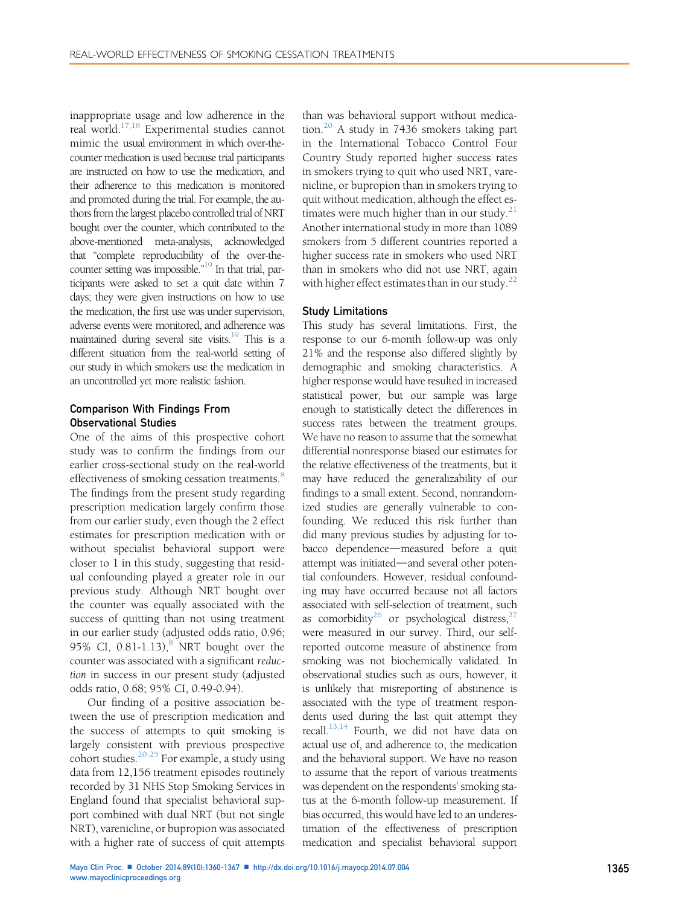inappropriate usage and low adherence in the real world.[17,18] Experimental studies cannot mimic the usual environment in which over-the-counter medication is used because trial participants are instructed on how to use the medication, and their adherence to this medication is monitored and promoted during the trial. For example, the authors from the largest placebo controlled trial of NRT bought over the counter, which contributed to the above-mentioned meta-analysis, acknowledged that "complete reproducibility of the over-the-counter setting was impossible."[19] In that trial, participants were asked to set a quit date within 7 days; they were given instructions on how to use the medication, the first use was under supervision, adverse events were monitored, and adherence was maintained during several site visits.[19] This is a different situation from the real-world setting of our study in which smokers use the medication in an uncontrolled yet more realistic fashion.

### Comparison With Findings From Observational Studies

One of the aims of this prospective cohort study was to confirm the findings from our earlier cross-sectional study on the real-world effectiveness of smoking cessation treatments.[8] The findings from the present study regarding prescription medication largely confirm those from our earlier study, even though the 2 effect estimates for prescription medication with or without specialist behavioral support were closer to 1 in this study, suggesting that residual confounding played a greater role in our previous study. Although NRT bought over the counter was equally associated with the success of quitting than not using treatment in our earlier study (adjusted odds ratio, 0.96; 95% CI, 0.81-1.13),[8] NRT bought over the counter was associated with a significant *reduction* in success in our present study (adjusted odds ratio, 0.68; 95% CI, 0.49-0.94).

Our finding of a positive association between the use of prescription medication and the success of attempts to quit smoking is largely consistent with previous prospective cohort studies.[20-25] For example, a study using data from 12,156 treatment episodes routinely recorded by 31 NHS Stop Smoking Services in England found that specialist behavioral support combined with dual NRT (but not single NRT), varenicline, or bupropion was associated with a higher rate of success of quit attempts than was behavioral support without medication.[20] A study in 7436 smokers taking part in the International Tobacco Control Four Country Study reported higher success rates in smokers trying to quit who used NRT, varenicline, or bupropion than in smokers trying to quit without medication, although the effect estimates were much higher than in our study.[21] Another international study in more than 1089 smokers from 5 different countries reported a higher success rate in smokers who used NRT than in smokers who did not use NRT, again with higher effect estimates than in our study.[22]

### Study Limitations

This study has several limitations. First, the response to our 6-month follow-up was only 21% and the response also differed slightly by demographic and smoking characteristics. A higher response would have resulted in increased statistical power, but our sample was large enough to statistically detect the differences in success rates between the treatment groups. We have no reason to assume that the somewhat differential nonresponse biased our estimates for the relative effectiveness of the treatments, but it may have reduced the generalizability of our findings to a small extent. Second, nonrandomized studies are generally vulnerable to confounding. We reduced this risk further than did many previous studies by adjusting for tobacco dependence—measured before a quit attempt was initiated—and several other potential confounders. However, residual confounding may have occurred because not all factors associated with self-selection of treatment, such as comorbidity[26] or psychological distress,[27] were measured in our survey. Third, our self-reported outcome measure of abstinence from smoking was not biochemically validated. In observational studies such as ours, however, it is unlikely that misreporting of abstinence is associated with the type of treatment respondents used during the last quit attempt they recall.[13,14] Fourth, we did not have data on actual use of, and adherence to, the medication and the behavioral support. We have no reason to assume that the report of various treatments was dependent on the respondents' smoking status at the 6-month follow-up measurement. If bias occurred, this would have led to an underestimation of the effectiveness of prescription medication and specialist behavioral support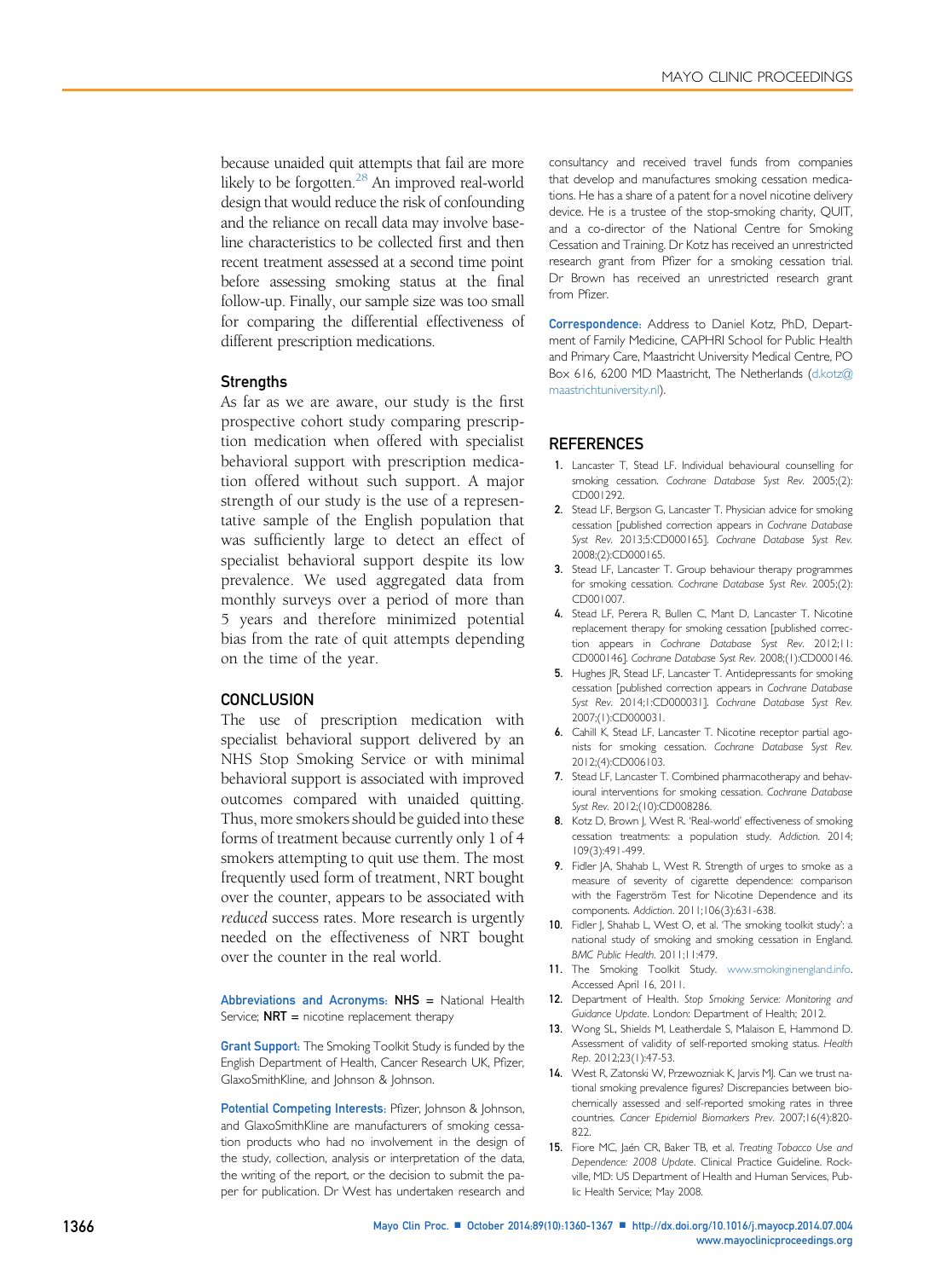because unaided quit attempts that fail are more likely to be forgotten.[28] An improved real-world design that would reduce the risk of confounding and the reliance on recall data may involve baseline characteristics to be collected first and then recent treatment assessed at a second time point before assessing smoking status at the final follow-up. Finally, our sample size was too small for comparing the differential effectiveness of different prescription medications.

### Strengths

As far as we are aware, our study is the first prospective cohort study comparing prescription medication when offered with specialist behavioral support with prescription medication offered without such support. A major strength of our study is the use of a representative sample of the English population that was sufficiently large to detect an effect of specialist behavioral support despite its low prevalence. We used aggregated data from monthly surveys over a period of more than 5 years and therefore minimized potential bias from the rate of quit attempts depending on the time of the year.

## CONCLUSION

The use of prescription medication with specialist behavioral support delivered by an NHS Stop Smoking Service or with minimal behavioral support is associated with improved outcomes compared with unaided quitting. Thus, more smokers should be guided into these forms of treatment because currently only 1 of 4 smokers attempting to quit use them. The most frequently used form of treatment, NRT bought over the counter, appears to be associated with *reduced* success rates. More research is urgently needed on the effectiveness of NRT bought over the counter in the real world.

**Abbreviations and Acronyms:** **NHS** = National Health Service; **NRT** = nicotine replacement therapy

**Grant Support:** The Smoking Toolkit Study is funded by the English Department of Health, Cancer Research UK, Pfizer, GlaxoSmithKline, and Johnson & Johnson.

**Potential Competing Interests:** Pfizer, Johnson & Johnson, and GlaxoSmithKline are manufacturers of smoking cessation products who had no involvement in the design of the study, collection, analysis or interpretation of the data, the writing of the report, or the decision to submit the paper for publication. Dr West has undertaken research and consultancy and received travel funds from companies that develop and manufactures smoking cessation medications. He has a share of a patent for a novel nicotine delivery device. He is a trustee of the stop-smoking charity, QUIT, and a co-director of the National Centre for Smoking Cessation and Training. Dr Kotz has received an unrestricted research grant from Pfizer for a smoking cessation trial. Dr Brown has received an unrestricted research grant from Pfizer.

**Correspondence:** Address to Daniel Kotz, PhD, Department of Family Medicine, CAPHRI School for Public Health and Primary Care, Maastricht University Medical Centre, PO Box 616, 6200 MD Maastricht, The Netherlands (d.kotz@maastrichtuniversity.nl).

## REFERENCES

1. Lancaster T, Stead LF. Individual behavioural counselling for smoking cessation. *Cochrane Database Syst Rev.* 2005;(2):CD001292.
2. Stead LF, Bergson G, Lancaster T. Physician advice for smoking cessation [published correction appears in *Cochrane Database Syst Rev.* 2013;5:CD000165]. *Cochrane Database Syst Rev.* 2008;(2):CD000165.
3. Stead LF, Lancaster T. Group behaviour therapy programmes for smoking cessation. *Cochrane Database Syst Rev.* 2005;(2):CD001007.
4. Stead LF, Perera R, Bullen C, Mant D, Lancaster T. Nicotine replacement therapy for smoking cessation [published correction appears in *Cochrane Database Syst Rev.* 2012;11:CD000146]. *Cochrane Database Syst Rev.* 2008;(1):CD000146.
5. Hughes JR, Stead LF, Lancaster T. Antidepressants for smoking cessation [published correction appears in *Cochrane Database Syst Rev.* 2014;1:CD000031]. *Cochrane Database Syst Rev.* 2007;(1):CD000031.
6. Cahill K, Stead LF, Lancaster T. Nicotine receptor partial agonists for smoking cessation. *Cochrane Database Syst Rev.* 2012;(4):CD006103.
7. Stead LF, Lancaster T. Combined pharmacotherapy and behavioural interventions for smoking cessation. *Cochrane Database Syst Rev.* 2012;(10):CD008286.
8. Kotz D, Brown J, West R. 'Real-world' effectiveness of smoking cessation treatments: a population study. *Addiction.* 2014;109(3):491-499.
9. Fidler JA, Shahab L, West R. Strength of urges to smoke as a measure of severity of cigarette dependence: comparison with the Fagerström Test for Nicotine Dependence and its components. *Addiction.* 2011;106(3):631-638.
10. Fidler J, Shahab L, West O, et al. 'The smoking toolkit study': a national study of smoking and smoking cessation in England. *BMC Public Health.* 2011;11:479.
11. The Smoking Toolkit Study. www.smokinginengland.info. Accessed April 16, 2011.
12. Department of Health. *Stop Smoking Service: Monitoring and Guidance Update.* London: Department of Health; 2012.
13. Wong SL, Shields M, Leatherdale S, Malaison E, Hammond D. Assessment of validity of self-reported smoking status. *Health Rep.* 2012;23(1):47-53.
14. West R, Zatonski W, Przewozniak K, Jarvis MJ. Can we trust national smoking prevalence figures? Discrepancies between biochemically assessed and self-reported smoking rates in three countries. *Cancer Epidemiol Biomarkers Prev.* 2007;16(4):820-822.
15. Fiore MC, Jaén CR, Baker TB, et al. *Treating Tobacco Use and Dependence: 2008 Update.* Clinical Practice Guideline. Rockville, MD: US Department of Health and Human Services, Public Health Service; May 2008.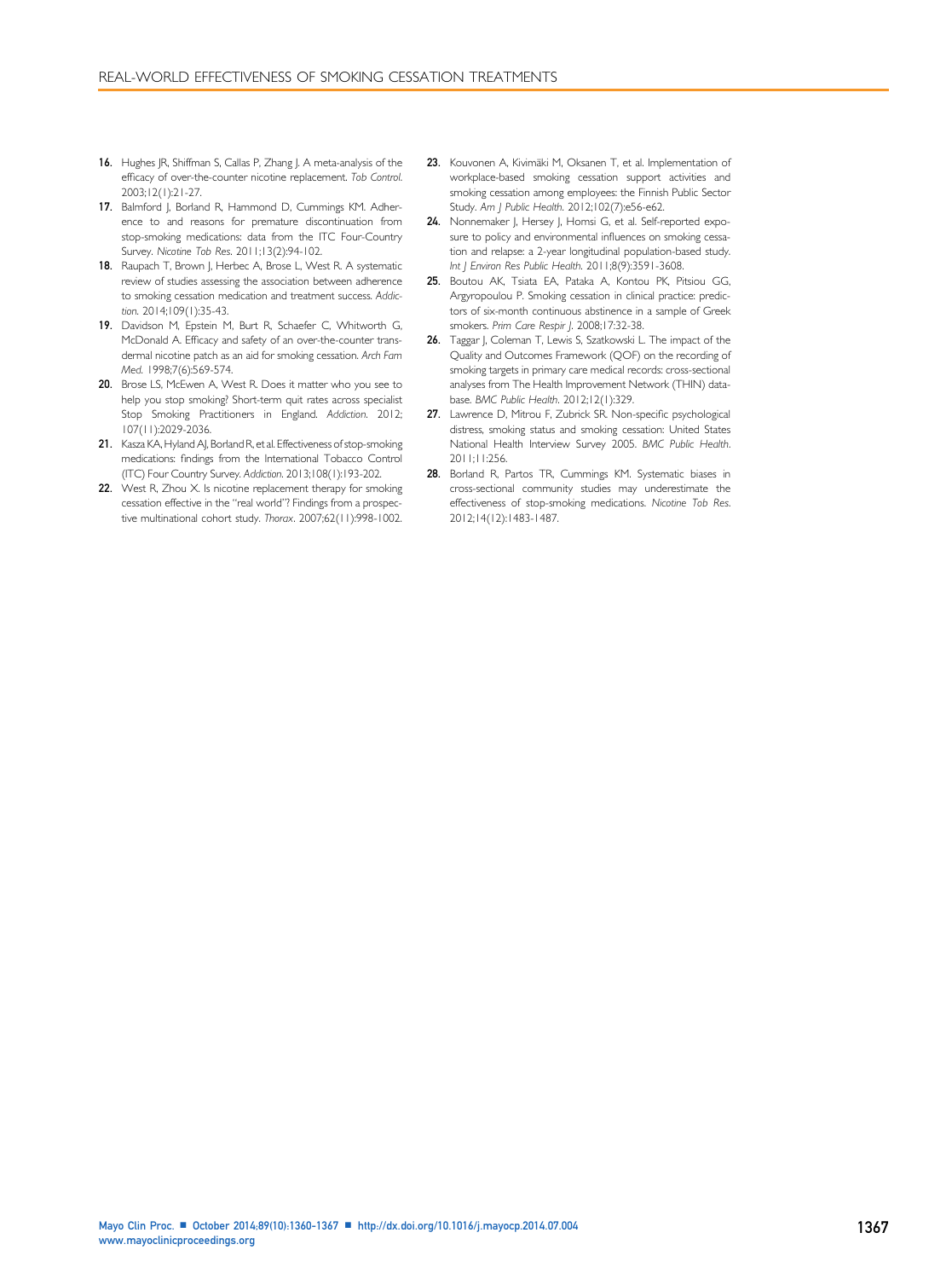16. Hughes JR, Shiffman S, Callas P, Zhang J. A meta-analysis of the efficacy of over-the-counter nicotine replacement. *Tob Control*. 2003;12(1):21-27.
17. Balmford J, Borland R, Hammond D, Cummings KM. Adherence to and reasons for premature discontinuation from stop-smoking medications: data from the ITC Four-Country Survey. *Nicotine Tob Res*. 2011;13(2):94-102.
18. Raupach T, Brown J, Herbec A, Brose L, West R. A systematic review of studies assessing the association between adherence to smoking cessation medication and treatment success. *Addiction*. 2014;109(1):35-43.
19. Davidson M, Epstein M, Burt R, Schaefer C, Whitworth G, McDonald A. Efficacy and safety of an over-the-counter transdermal nicotine patch as an aid for smoking cessation. *Arch Fam Med*. 1998;7(6):569-574.
20. Brose LS, McEwen A, West R. Does it matter who you see to help you stop smoking? Short-term quit rates across specialist Stop Smoking Practitioners in England. *Addiction*. 2012; 107(11):2029-2036.
21. Kasza KA, Hyland AJ, Borland R, et al. Effectiveness of stop-smoking medications: findings from the International Tobacco Control (ITC) Four Country Survey. *Addiction*. 2013;108(1):193-202.
22. West R, Zhou X. Is nicotine replacement therapy for smoking cessation effective in the "real world"? Findings from a prospective multinational cohort study. *Thorax*. 2007;62(11):998-1002.
23. Kouvonen A, Kivimäki M, Oksanen T, et al. Implementation of workplace-based smoking cessation support activities and smoking cessation among employees: the Finnish Public Sector Study. *Am J Public Health*. 2012;102(7):e56-e62.
24. Nonnemaker J, Hersey J, Homsi G, et al. Self-reported exposure to policy and environmental influences on smoking cessation and relapse: a 2-year longitudinal population-based study. *Int J Environ Res Public Health*. 2011;8(9):3591-3608.
25. Boutou AK, Tsiata EA, Pataka A, Kontou PK, Pitsiou GG, Argyropoulou P. Smoking cessation in clinical practice: predictors of six-month continuous abstinence in a sample of Greek smokers. *Prim Care Respir J*. 2008;17:32-38.
26. Taggar J, Coleman T, Lewis S, Szatkowski L. The impact of the Quality and Outcomes Framework (QOF) on the recording of smoking targets in primary care medical records: cross-sectional analyses from The Health Improvement Network (THIN) database. *BMC Public Health*. 2012;12(1):329.
27. Lawrence D, Mitrou F, Zubrick SR. Non-specific psychological distress, smoking status and smoking cessation: United States National Health Interview Survey 2005. *BMC Public Health*. 2011;11:256.
28. Borland R, Partos TR, Cummings KM. Systematic biases in cross-sectional community studies may underestimate the effectiveness of stop-smoking medications. *Nicotine Tob Res*. 2012;14(12):1483-1487.